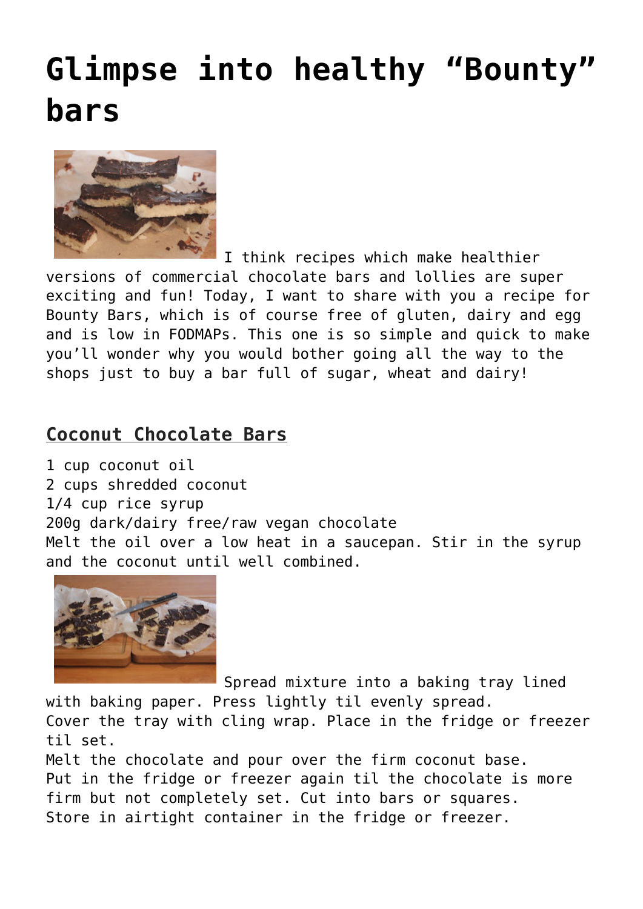# Glimpse into healthy "Bounty" bars

I think recipes which make healthier versions of commercial chocolate bars and lollies are super exciting and fun! Today, I want to share with you a recipe for Bounty Bars, which is of course free of gluten, dairy and egg and is low in FODMAPs. This one is so simple and quick to make you'll wonder why you would bother going all the way to the shops just to buy a bar full of sugar, wheat and dairy!

## Coconut Chocolate Bars

1 cup coconut oil
2 cups shredded coconut
1/4 cup rice syrup
200g dark/dairy free/raw vegan chocolate
Melt the oil over a low heat in a saucepan. Stir in the syrup and the coconut until well combined.

Spread mixture into a baking tray lined with baking paper. Press lightly til evenly spread.
Cover the tray with cling wrap. Place in the fridge or freezer til set.
Melt the chocolate and pour over the firm coconut base.
Put in the fridge or freezer again til the chocolate is more firm but not completely set. Cut into bars or squares.
Store in airtight container in the fridge or freezer.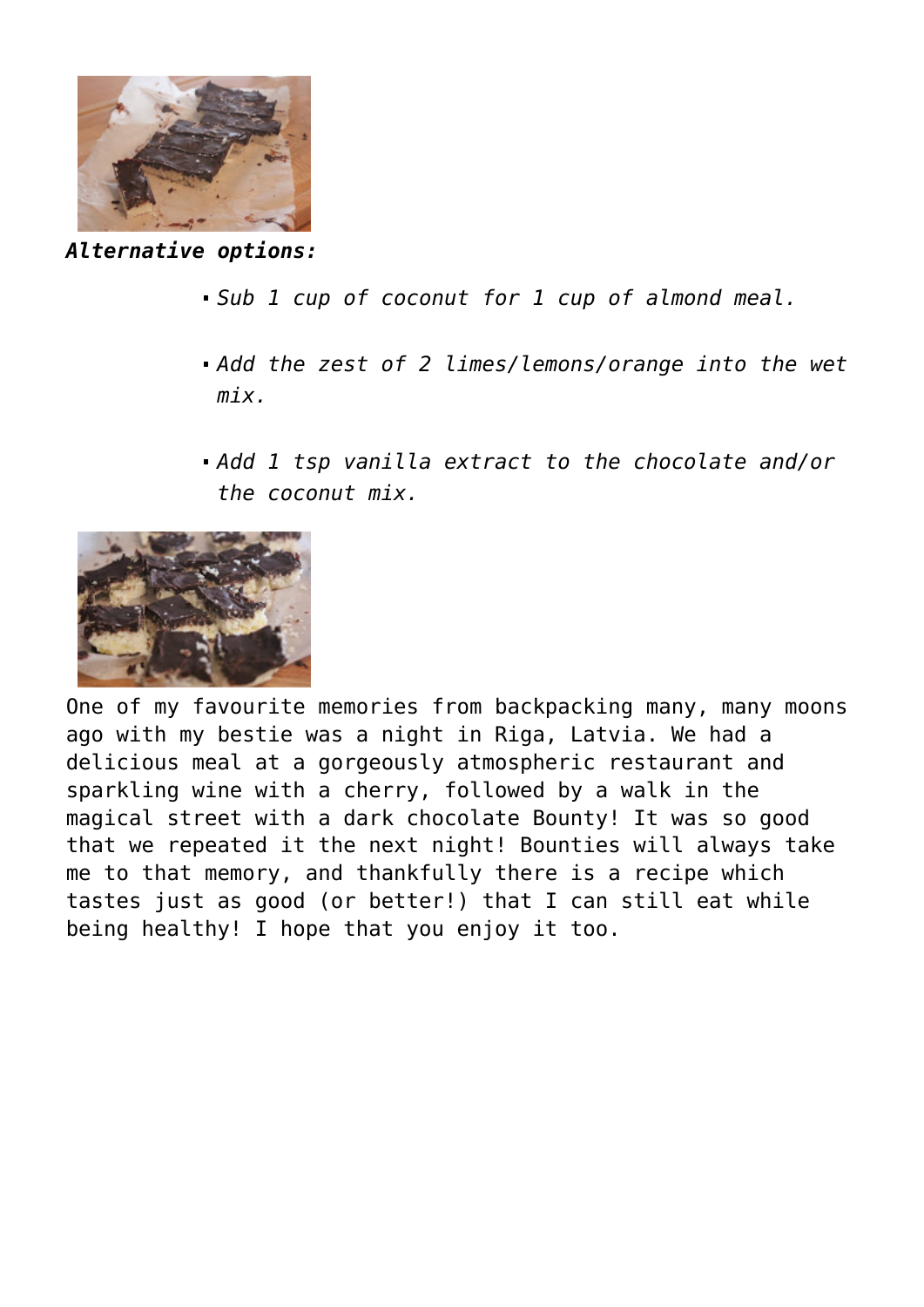***Alternative options:***

- *Sub 1 cup of coconut for 1 cup of almond meal.*
- *Add the zest of 2 limes/lemons/orange into the wet mix.*
- *Add 1 tsp vanilla extract to the chocolate and/or the coconut mix.*

One of my favourite memories from backpacking many, many moons ago with my bestie was a night in Riga, Latvia. We had a delicious meal at a gorgeously atmospheric restaurant and sparkling wine with a cherry, followed by a walk in the magical street with a dark chocolate Bounty! It was so good that we repeated it the next night! Bounties will always take me to that memory, and thankfully there is a recipe which tastes just as good (or better!) that I can still eat while being healthy! I hope that you enjoy it too.